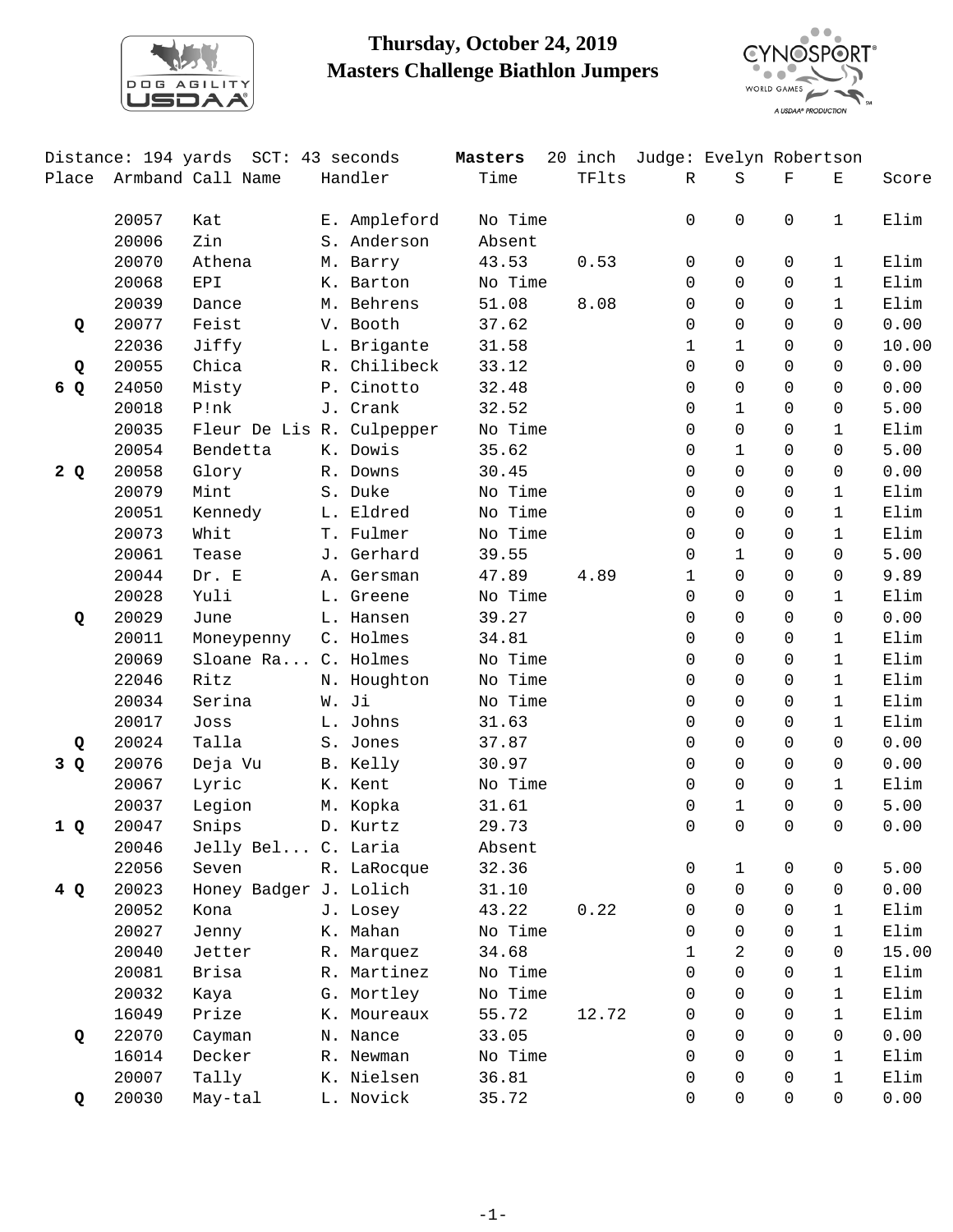# Thursday, October 24, 2019
## Masters Challenge Biathlon Jumpers

Distance: 194 yards SCT: 43 seconds **Masters** 20 inch Judge: Evelyn Robertson

| Place | Armband | Call Name | Handler | Time | TFlts | R | S | F | E | Score |
|---|---|---|---|---|---|---|---|---|---|---|
| | 20057 | Kat | E. Ampleford | No Time | | 0 | 0 | 0 | 1 | Elim |
| | 20006 | Zin | S. Anderson | Absent | | | | | | |
| | 20070 | Athena | M. Barry | 43.53 | 0.53 | 0 | 0 | 0 | 1 | Elim |
| | 20068 | EPI | K. Barton | No Time | | 0 | 0 | 0 | 1 | Elim |
| | 20039 | Dance | M. Behrens | 51.08 | 8.08 | 0 | 0 | 0 | 1 | Elim |
| **Q** | 20077 | Feist | V. Booth | 37.62 | | 0 | 0 | 0 | 0 | 0.00 |
| | 22036 | Jiffy | L. Brigante | 31.58 | | 1 | 1 | 0 | 0 | 10.00 |
| **Q** | 20055 | Chica | R. Chilibeck | 33.12 | | 0 | 0 | 0 | 0 | 0.00 |
| **6 Q** | 24050 | Misty | P. Cinotto | 32.48 | | 0 | 0 | 0 | 0 | 0.00 |
| | 20018 | P!nk | J. Crank | 32.52 | | 0 | 1 | 0 | 0 | 5.00 |
| | 20035 | Fleur De Lis | R. Culpepper | No Time | | 0 | 0 | 0 | 1 | Elim |
| | 20054 | Bendetta | K. Dowis | 35.62 | | 0 | 1 | 0 | 0 | 5.00 |
| **2 Q** | 20058 | Glory | R. Downs | 30.45 | | 0 | 0 | 0 | 0 | 0.00 |
| | 20079 | Mint | S. Duke | No Time | | 0 | 0 | 0 | 1 | Elim |
| | 20051 | Kennedy | L. Eldred | No Time | | 0 | 0 | 0 | 1 | Elim |
| | 20073 | Whit | T. Fulmer | No Time | | 0 | 0 | 0 | 1 | Elim |
| | 20061 | Tease | J. Gerhard | 39.55 | | 0 | 1 | 0 | 0 | 5.00 |
| | 20044 | Dr. E | A. Gersman | 47.89 | 4.89 | 1 | 0 | 0 | 0 | 9.89 |
| | 20028 | Yuli | L. Greene | No Time | | 0 | 0 | 0 | 1 | Elim |
| **Q** | 20029 | June | L. Hansen | 39.27 | | 0 | 0 | 0 | 0 | 0.00 |
| | 20011 | Moneypenny | C. Holmes | 34.81 | | 0 | 0 | 0 | 1 | Elim |
| | 20069 | Sloane Ra... | C. Holmes | No Time | | 0 | 0 | 0 | 1 | Elim |
| | 22046 | Ritz | N. Houghton | No Time | | 0 | 0 | 0 | 1 | Elim |
| | 20034 | Serina | W. Ji | No Time | | 0 | 0 | 0 | 1 | Elim |
| | 20017 | Joss | L. Johns | 31.63 | | 0 | 0 | 0 | 1 | Elim |
| **Q** | 20024 | Talla | S. Jones | 37.87 | | 0 | 0 | 0 | 0 | 0.00 |
| **3 Q** | 20076 | Deja Vu | B. Kelly | 30.97 | | 0 | 0 | 0 | 0 | 0.00 |
| | 20067 | Lyric | K. Kent | No Time | | 0 | 0 | 0 | 1 | Elim |
| | 20037 | Legion | M. Kopka | 31.61 | | 0 | 1 | 0 | 0 | 5.00 |
| **1 Q** | 20047 | Snips | D. Kurtz | 29.73 | | 0 | 0 | 0 | 0 | 0.00 |
| | 20046 | Jelly Bel... | C. Laria | Absent | | | | | | |
| | 22056 | Seven | R. LaRocque | 32.36 | | 0 | 1 | 0 | 0 | 5.00 |
| **4 Q** | 20023 | Honey Badger | J. Lolich | 31.10 | | 0 | 0 | 0 | 0 | 0.00 |
| | 20052 | Kona | J. Losey | 43.22 | 0.22 | 0 | 0 | 0 | 1 | Elim |
| | 20027 | Jenny | K. Mahan | No Time | | 0 | 0 | 0 | 1 | Elim |
| | 20040 | Jetter | R. Marquez | 34.68 | | 1 | 2 | 0 | 0 | 15.00 |
| | 20081 | Brisa | R. Martinez | No Time | | 0 | 0 | 0 | 1 | Elim |
| | 20032 | Kaya | G. Mortley | No Time | | 0 | 0 | 0 | 1 | Elim |
| | 16049 | Prize | K. Moureaux | 55.72 | 12.72 | 0 | 0 | 0 | 1 | Elim |
| **Q** | 22070 | Cayman | N. Nance | 33.05 | | 0 | 0 | 0 | 0 | 0.00 |
| | 16014 | Decker | R. Newman | No Time | | 0 | 0 | 0 | 1 | Elim |
| | 20007 | Tally | K. Nielsen | 36.81 | | 0 | 0 | 0 | 1 | Elim |
| **Q** | 20030 | May-tal | L. Novick | 35.72 | | 0 | 0 | 0 | 0 | 0.00 |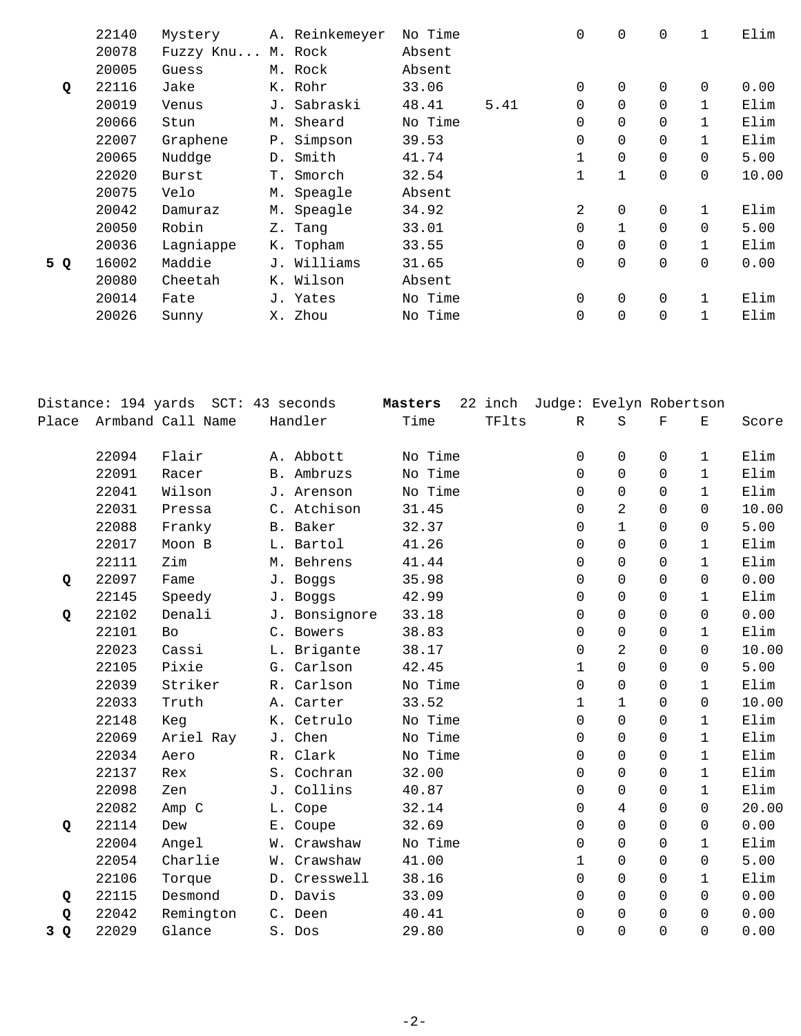| Place | Armband | Call Name | Handler | Time | TFlts | R | S | F | E | Score |
|---|---|---|---|---|---|---|---|---|---|---|
| | 22140 | Mystery | A. Reinkemeyer | No Time | | 0 | 0 | 0 | 1 | Elim |
| | 20078 | Fuzzy Knu... | M. Rock | Absent | | | | | | |
| | 20005 | Guess | M. Rock | Absent | | | | | | |
| Q | 22116 | Jake | K. Rohr | 33.06 | | 0 | 0 | 0 | 0 | 0.00 |
| | 20019 | Venus | J. Sabraski | 48.41 | 5.41 | 0 | 0 | 0 | 1 | Elim |
| | 20066 | Stun | M. Sheard | No Time | | 0 | 0 | 0 | 1 | Elim |
| | 22007 | Graphene | P. Simpson | 39.53 | | 0 | 0 | 0 | 1 | Elim |
| | 20065 | Nuddge | D. Smith | 41.74 | | 1 | 0 | 0 | 0 | 5.00 |
| | 22020 | Burst | T. Smorch | 32.54 | | 1 | 1 | 0 | 0 | 10.00 |
| | 20075 | Velo | M. Speagle | Absent | | | | | | |
| | 20042 | Damuraz | M. Speagle | 34.92 | | 2 | 0 | 0 | 1 | Elim |
| | 20050 | Robin | Z. Tang | 33.01 | | 0 | 1 | 0 | 0 | 5.00 |
| | 20036 | Lagniappe | K. Topham | 33.55 | | 0 | 0 | 0 | 1 | Elim |
| 5 Q | 16002 | Maddie | J. Williams | 31.65 | | 0 | 0 | 0 | 0 | 0.00 |
| | 20080 | Cheetah | K. Wilson | Absent | | | | | | |
| | 20014 | Fate | J. Yates | No Time | | 0 | 0 | 0 | 1 | Elim |
| | 20026 | Sunny | X. Zhou | No Time | | 0 | 0 | 0 | 1 | Elim |

Distance: 194 yards SCT: 43 seconds **Masters** 22 inch Judge: Evelyn Robertson

| Place | Armband | Call Name | Handler | Time | TFlts | R | S | F | E | Score |
|---|---|---|---|---|---|---|---|---|---|---|
| | 22094 | Flair | A. Abbott | No Time | | 0 | 0 | 0 | 1 | Elim |
| | 22091 | Racer | B. Ambruzs | No Time | | 0 | 0 | 0 | 1 | Elim |
| | 22041 | Wilson | J. Arenson | No Time | | 0 | 0 | 0 | 1 | Elim |
| | 22031 | Pressa | C. Atchison | 31.45 | | 0 | 2 | 0 | 0 | 10.00 |
| | 22088 | Franky | B. Baker | 32.37 | | 0 | 1 | 0 | 0 | 5.00 |
| | 22017 | Moon B | L. Bartol | 41.26 | | 0 | 0 | 0 | 1 | Elim |
| | 22111 | Zim | M. Behrens | 41.44 | | 0 | 0 | 0 | 1 | Elim |
| Q | 22097 | Fame | J. Boggs | 35.98 | | 0 | 0 | 0 | 0 | 0.00 |
| | 22145 | Speedy | J. Boggs | 42.99 | | 0 | 0 | 0 | 1 | Elim |
| Q | 22102 | Denali | J. Bonsignore | 33.18 | | 0 | 0 | 0 | 0 | 0.00 |
| | 22101 | Bo | C. Bowers | 38.83 | | 0 | 0 | 0 | 1 | Elim |
| | 22023 | Cassi | L. Brigante | 38.17 | | 0 | 2 | 0 | 0 | 10.00 |
| | 22105 | Pixie | G. Carlson | 42.45 | | 1 | 0 | 0 | 0 | 5.00 |
| | 22039 | Striker | R. Carlson | No Time | | 0 | 0 | 0 | 1 | Elim |
| | 22033 | Truth | A. Carter | 33.52 | | 1 | 1 | 0 | 0 | 10.00 |
| | 22148 | Keg | K. Cetrulo | No Time | | 0 | 0 | 0 | 1 | Elim |
| | 22069 | Ariel Ray | J. Chen | No Time | | 0 | 0 | 0 | 1 | Elim |
| | 22034 | Aero | R. Clark | No Time | | 0 | 0 | 0 | 1 | Elim |
| | 22137 | Rex | S. Cochran | 32.00 | | 0 | 0 | 0 | 1 | Elim |
| | 22098 | Zen | J. Collins | 40.87 | | 0 | 0 | 0 | 1 | Elim |
| | 22082 | Amp C | L. Cope | 32.14 | | 0 | 4 | 0 | 0 | 20.00 |
| Q | 22114 | Dew | E. Coupe | 32.69 | | 0 | 0 | 0 | 0 | 0.00 |
| | 22004 | Angel | W. Crawshaw | No Time | | 0 | 0 | 0 | 1 | Elim |
| | 22054 | Charlie | W. Crawshaw | 41.00 | | 1 | 0 | 0 | 0 | 5.00 |
| | 22106 | Torque | D. Cresswell | 38.16 | | 0 | 0 | 0 | 1 | Elim |
| Q | 22115 | Desmond | D. Davis | 33.09 | | 0 | 0 | 0 | 0 | 0.00 |
| Q | 22042 | Remington | C. Deen | 40.41 | | 0 | 0 | 0 | 0 | 0.00 |
| 3 Q | 22029 | Glance | S. Dos | 29.80 | | 0 | 0 | 0 | 0 | 0.00 |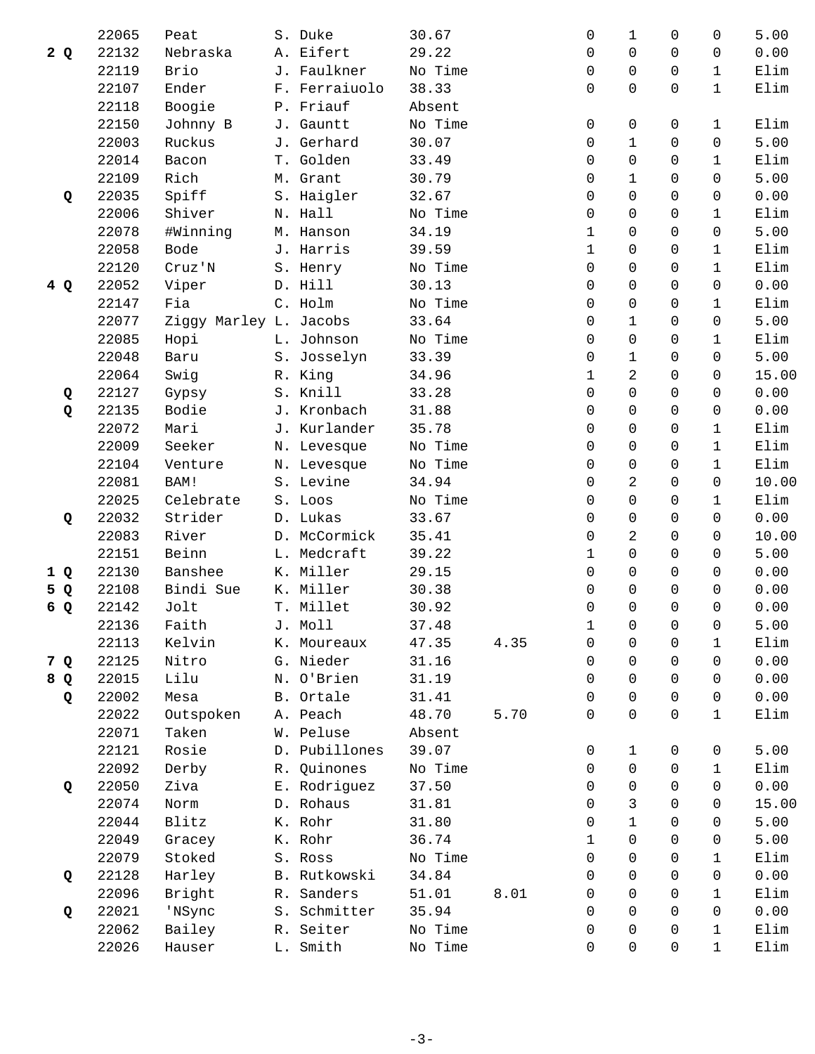| Place | Q | Armband | Dog | Handler | Time | Time Faults | Col1 | Col2 | Col3 | Col4 | Total |
|---|---|---|---|---|---|---|---|---|---|---|---|
| | | 22065 | Peat | S. Duke | 30.67 | | 0 | 1 | 0 | 0 | 5.00 |
| 2 | Q | 22132 | Nebraska | A. Eifert | 29.22 | | 0 | 0 | 0 | 0 | 0.00 |
| | | 22119 | Brio | J. Faulkner | No Time | | 0 | 0 | 0 | 1 | Elim |
| | | 22107 | Ender | F. Ferraiuolo | 38.33 | | 0 | 0 | 0 | 1 | Elim |
| | | 22118 | Boogie | P. Friauf | Absent | | | | | | |
| | | 22150 | Johnny B | J. Gauntt | No Time | | 0 | 0 | 0 | 1 | Elim |
| | | 22003 | Ruckus | J. Gerhard | 30.07 | | 0 | 1 | 0 | 0 | 5.00 |
| | | 22014 | Bacon | T. Golden | 33.49 | | 0 | 0 | 0 | 1 | Elim |
| | | 22109 | Rich | M. Grant | 30.79 | | 0 | 1 | 0 | 0 | 5.00 |
| | Q | 22035 | Spiff | S. Haigler | 32.67 | | 0 | 0 | 0 | 0 | 0.00 |
| | | 22006 | Shiver | N. Hall | No Time | | 0 | 0 | 0 | 1 | Elim |
| | | 22078 | #Winning | M. Hanson | 34.19 | | 1 | 0 | 0 | 0 | 5.00 |
| | | 22058 | Bode | J. Harris | 39.59 | | 1 | 0 | 0 | 1 | Elim |
| | | 22120 | Cruz'N | S. Henry | No Time | | 0 | 0 | 0 | 1 | Elim |
| 4 | Q | 22052 | Viper | D. Hill | 30.13 | | 0 | 0 | 0 | 0 | 0.00 |
| | | 22147 | Fia | C. Holm | No Time | | 0 | 0 | 0 | 1 | Elim |
| | | 22077 | Ziggy Marley | L. Jacobs | 33.64 | | 0 | 1 | 0 | 0 | 5.00 |
| | | 22085 | Hopi | L. Johnson | No Time | | 0 | 0 | 0 | 1 | Elim |
| | | 22048 | Baru | S. Josselyn | 33.39 | | 0 | 1 | 0 | 0 | 5.00 |
| | | 22064 | Swig | R. King | 34.96 | | 1 | 2 | 0 | 0 | 15.00 |
| | Q | 22127 | Gypsy | S. Knill | 33.28 | | 0 | 0 | 0 | 0 | 0.00 |
| | Q | 22135 | Bodie | J. Kronbach | 31.88 | | 0 | 0 | 0 | 0 | 0.00 |
| | | 22072 | Mari | J. Kurlander | 35.78 | | 0 | 0 | 0 | 1 | Elim |
| | | 22009 | Seeker | N. Levesque | No Time | | 0 | 0 | 0 | 1 | Elim |
| | | 22104 | Venture | N. Levesque | No Time | | 0 | 0 | 0 | 1 | Elim |
| | | 22081 | BAM! | S. Levine | 34.94 | | 0 | 2 | 0 | 0 | 10.00 |
| | | 22025 | Celebrate | S. Loos | No Time | | 0 | 0 | 0 | 1 | Elim |
| | Q | 22032 | Strider | D. Lukas | 33.67 | | 0 | 0 | 0 | 0 | 0.00 |
| | | 22083 | River | D. McCormick | 35.41 | | 0 | 2 | 0 | 0 | 10.00 |
| | | 22151 | Beinn | L. Medcraft | 39.22 | | 1 | 0 | 0 | 0 | 5.00 |
| 1 | Q | 22130 | Banshee | K. Miller | 29.15 | | 0 | 0 | 0 | 0 | 0.00 |
| 5 | Q | 22108 | Bindi Sue | K. Miller | 30.38 | | 0 | 0 | 0 | 0 | 0.00 |
| 6 | Q | 22142 | Jolt | T. Millet | 30.92 | | 0 | 0 | 0 | 0 | 0.00 |
| | | 22136 | Faith | J. Moll | 37.48 | | 1 | 0 | 0 | 0 | 5.00 |
| | | 22113 | Kelvin | K. Moureaux | 47.35 | 4.35 | 0 | 0 | 0 | 1 | Elim |
| 7 | Q | 22125 | Nitro | G. Nieder | 31.16 | | 0 | 0 | 0 | 0 | 0.00 |
| 8 | Q | 22015 | Lilu | N. O'Brien | 31.19 | | 0 | 0 | 0 | 0 | 0.00 |
| | Q | 22002 | Mesa | B. Ortale | 31.41 | | 0 | 0 | 0 | 0 | 0.00 |
| | | 22022 | Outspoken | A. Peach | 48.70 | 5.70 | 0 | 0 | 0 | 1 | Elim |
| | | 22071 | Taken | W. Peluse | Absent | | | | | | |
| | | 22121 | Rosie | D. Pubillones | 39.07 | | 0 | 1 | 0 | 0 | 5.00 |
| | | 22092 | Derby | R. Quinones | No Time | | 0 | 0 | 0 | 1 | Elim |
| | Q | 22050 | Ziva | E. Rodriguez | 37.50 | | 0 | 0 | 0 | 0 | 0.00 |
| | | 22074 | Norm | D. Rohaus | 31.81 | | 0 | 3 | 0 | 0 | 15.00 |
| | | 22044 | Blitz | K. Rohr | 31.80 | | 0 | 1 | 0 | 0 | 5.00 |
| | | 22049 | Gracey | K. Rohr | 36.74 | | 1 | 0 | 0 | 0 | 5.00 |
| | | 22079 | Stoked | S. Ross | No Time | | 0 | 0 | 0 | 1 | Elim |
| | Q | 22128 | Harley | B. Rutkowski | 34.84 | | 0 | 0 | 0 | 0 | 0.00 |
| | | 22096 | Bright | R. Sanders | 51.01 | 8.01 | 0 | 0 | 0 | 1 | Elim |
| | Q | 22021 | 'NSync | S. Schmitter | 35.94 | | 0 | 0 | 0 | 0 | 0.00 |
| | | 22062 | Bailey | R. Seiter | No Time | | 0 | 0 | 0 | 1 | Elim |
| | | 22026 | Hauser | L. Smith | No Time | | 0 | 0 | 0 | 1 | Elim |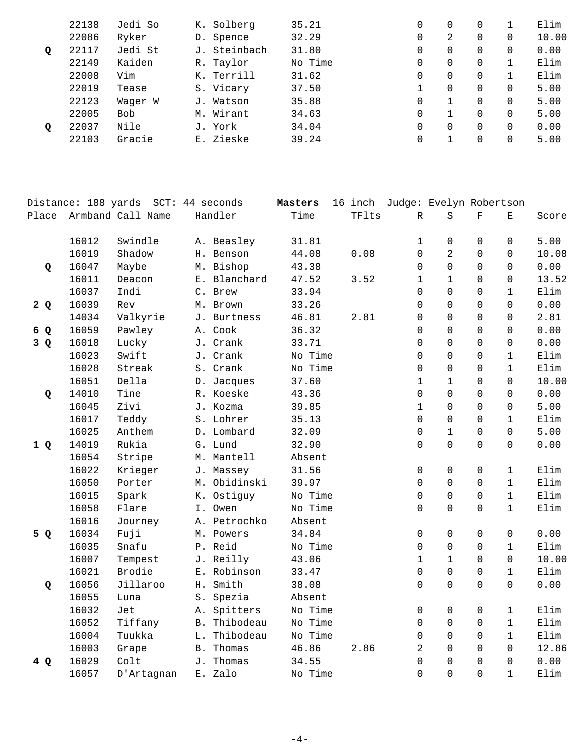| Place | Armband | Call Name | Handler | Time | TFlts | R | S | F | E | Score |
|---|---|---|---|---|---|---|---|---|---|---|
| | 22138 | Jedi So | K. Solberg | 35.21 | | 0 | 0 | 0 | 1 | Elim |
| | 22086 | Ryker | D. Spence | 32.29 | | 0 | 2 | 0 | 0 | 10.00 |
| Q | 22117 | Jedi St | J. Steinbach | 31.80 | | 0 | 0 | 0 | 0 | 0.00 |
| | 22149 | Kaiden | R. Taylor | No Time | | 0 | 0 | 0 | 1 | Elim |
| | 22008 | Vim | K. Terrill | 31.62 | | 0 | 0 | 0 | 1 | Elim |
| | 22019 | Tease | S. Vicary | 37.50 | | 1 | 0 | 0 | 0 | 5.00 |
| | 22123 | Wager W | J. Watson | 35.88 | | 0 | 1 | 0 | 0 | 5.00 |
| | 22005 | Bob | M. Wirant | 34.63 | | 0 | 1 | 0 | 0 | 5.00 |
| Q | 22037 | Nile | J. York | 34.04 | | 0 | 0 | 0 | 0 | 0.00 |
| | 22103 | Gracie | E. Zieske | 39.24 | | 0 | 1 | 0 | 0 | 5.00 |

Distance: 188 yards SCT: 44 seconds **Masters** 16 inch Judge: Evelyn Robertson

| Place | Armband | Call Name | Handler | Time | TFlts | R | S | F | E | Score |
|---|---|---|---|---|---|---|---|---|---|---|
| | 16012 | Swindle | A. Beasley | 31.81 | | 1 | 0 | 0 | 0 | 5.00 |
| | 16019 | Shadow | H. Benson | 44.08 | 0.08 | 0 | 2 | 0 | 0 | 10.08 |
| Q | 16047 | Maybe | M. Bishop | 43.38 | | 0 | 0 | 0 | 0 | 0.00 |
| | 16011 | Deacon | E. Blanchard | 47.52 | 3.52 | 1 | 1 | 0 | 0 | 13.52 |
| | 16037 | Indi | C. Brew | 33.94 | | 0 | 0 | 0 | 1 | Elim |
| 2 Q | 16039 | Rev | M. Brown | 33.26 | | 0 | 0 | 0 | 0 | 0.00 |
| | 14034 | Valkyrie | J. Burtness | 46.81 | 2.81 | 0 | 0 | 0 | 0 | 2.81 |
| 6 Q | 16059 | Pawley | A. Cook | 36.32 | | 0 | 0 | 0 | 0 | 0.00 |
| 3 Q | 16018 | Lucky | J. Crank | 33.71 | | 0 | 0 | 0 | 0 | 0.00 |
| | 16023 | Swift | J. Crank | No Time | | 0 | 0 | 0 | 1 | Elim |
| | 16028 | Streak | S. Crank | No Time | | 0 | 0 | 0 | 1 | Elim |
| | 16051 | Della | D. Jacques | 37.60 | | 1 | 1 | 0 | 0 | 10.00 |
| Q | 14010 | Tine | R. Koeske | 43.36 | | 0 | 0 | 0 | 0 | 0.00 |
| | 16045 | Zivi | J. Kozma | 39.85 | | 1 | 0 | 0 | 0 | 5.00 |
| | 16017 | Teddy | S. Lohrer | 35.13 | | 0 | 0 | 0 | 1 | Elim |
| | 16025 | Anthem | D. Lombard | 32.09 | | 0 | 1 | 0 | 0 | 5.00 |
| 1 Q | 14019 | Rukia | G. Lund | 32.90 | | 0 | 0 | 0 | 0 | 0.00 |
| | 16054 | Stripe | M. Mantell | Absent | | | | | | |
| | 16022 | Krieger | J. Massey | 31.56 | | 0 | 0 | 0 | 1 | Elim |
| | 16050 | Porter | M. Obidinski | 39.97 | | 0 | 0 | 0 | 1 | Elim |
| | 16015 | Spark | K. Ostiguy | No Time | | 0 | 0 | 0 | 1 | Elim |
| | 16058 | Flare | I. Owen | No Time | | 0 | 0 | 0 | 1 | Elim |
| | 16016 | Journey | A. Petrochko | Absent | | | | | | |
| 5 Q | 16034 | Fuji | M. Powers | 34.84 | | 0 | 0 | 0 | 0 | 0.00 |
| | 16035 | Snafu | P. Reid | No Time | | 0 | 0 | 0 | 1 | Elim |
| | 16007 | Tempest | J. Reilly | 43.06 | | 1 | 1 | 0 | 0 | 10.00 |
| | 16021 | Brodie | E. Robinson | 33.47 | | 0 | 0 | 0 | 1 | Elim |
| Q | 16056 | Jillaroo | H. Smith | 38.08 | | 0 | 0 | 0 | 0 | 0.00 |
| | 16055 | Luna | S. Spezia | Absent | | | | | | |
| | 16032 | Jet | A. Spitters | No Time | | 0 | 0 | 0 | 1 | Elim |
| | 16052 | Tiffany | B. Thibodeau | No Time | | 0 | 0 | 0 | 1 | Elim |
| | 16004 | Tuukka | L. Thibodeau | No Time | | 0 | 0 | 0 | 1 | Elim |
| | 16003 | Grape | B. Thomas | 46.86 | 2.86 | 2 | 0 | 0 | 0 | 12.86 |
| 4 Q | 16029 | Colt | J. Thomas | 34.55 | | 0 | 0 | 0 | 0 | 0.00 |
| | 16057 | D'Artagnan | E. Zalo | No Time | | 0 | 0 | 0 | 1 | Elim |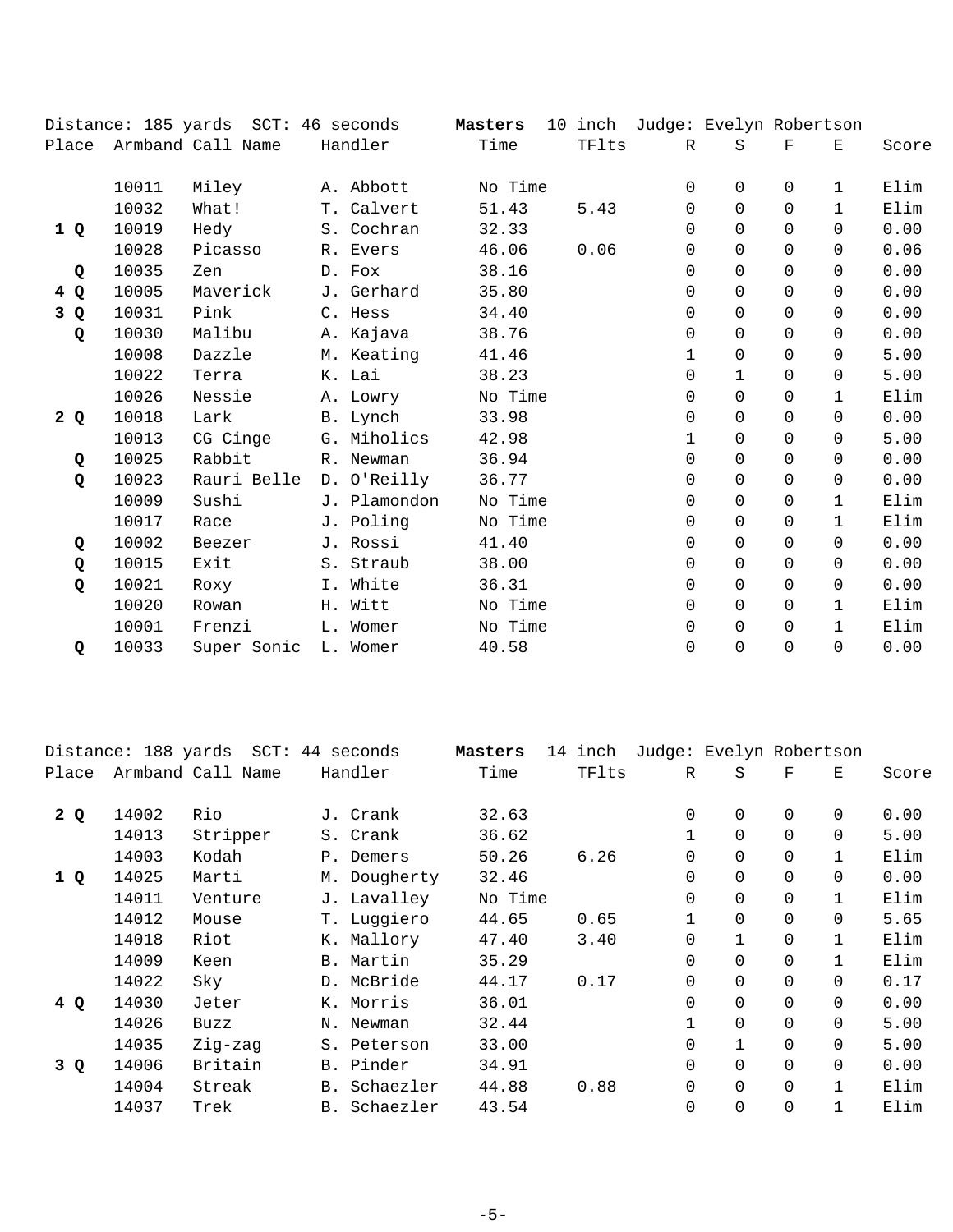Distance: 185 yards SCT: 46 seconds **Masters** 10 inch Judge: Evelyn Robertson

| Place | Armband | Call Name | Handler | Time | TFlts | R | S | F | E | Score |
|---|---|---|---|---|---|---|---|---|---|---|
| | 10011 | Miley | A. Abbott | No Time | | 0 | 0 | 0 | 1 | Elim |
| | 10032 | What! | T. Calvert | 51.43 | 5.43 | 0 | 0 | 0 | 1 | Elim |
| **1 Q** | 10019 | Hedy | S. Cochran | 32.33 | | 0 | 0 | 0 | 0 | 0.00 |
| | 10028 | Picasso | R. Evers | 46.06 | 0.06 | 0 | 0 | 0 | 0 | 0.06 |
| **Q** | 10035 | Zen | D. Fox | 38.16 | | 0 | 0 | 0 | 0 | 0.00 |
| **4 Q** | 10005 | Maverick | J. Gerhard | 35.80 | | 0 | 0 | 0 | 0 | 0.00 |
| **3 Q** | 10031 | Pink | C. Hess | 34.40 | | 0 | 0 | 0 | 0 | 0.00 |
| **Q** | 10030 | Malibu | A. Kajava | 38.76 | | 0 | 0 | 0 | 0 | 0.00 |
| | 10008 | Dazzle | M. Keating | 41.46 | | 1 | 0 | 0 | 0 | 5.00 |
| | 10022 | Terra | K. Lai | 38.23 | | 0 | 1 | 0 | 0 | 5.00 |
| | 10026 | Nessie | A. Lowry | No Time | | 0 | 0 | 0 | 1 | Elim |
| **2 Q** | 10018 | Lark | B. Lynch | 33.98 | | 0 | 0 | 0 | 0 | 0.00 |
| | 10013 | CG Cinge | G. Miholics | 42.98 | | 1 | 0 | 0 | 0 | 5.00 |
| **Q** | 10025 | Rabbit | R. Newman | 36.94 | | 0 | 0 | 0 | 0 | 0.00 |
| **Q** | 10023 | Rauri Belle | D. O'Reilly | 36.77 | | 0 | 0 | 0 | 0 | 0.00 |
| | 10009 | Sushi | J. Plamondon | No Time | | 0 | 0 | 0 | 1 | Elim |
| | 10017 | Race | J. Poling | No Time | | 0 | 0 | 0 | 1 | Elim |
| **Q** | 10002 | Beezer | J. Rossi | 41.40 | | 0 | 0 | 0 | 0 | 0.00 |
| **Q** | 10015 | Exit | S. Straub | 38.00 | | 0 | 0 | 0 | 0 | 0.00 |
| **Q** | 10021 | Roxy | I. White | 36.31 | | 0 | 0 | 0 | 0 | 0.00 |
| | 10020 | Rowan | H. Witt | No Time | | 0 | 0 | 0 | 1 | Elim |
| | 10001 | Frenzi | L. Womer | No Time | | 0 | 0 | 0 | 1 | Elim |
| **Q** | 10033 | Super Sonic | L. Womer | 40.58 | | 0 | 0 | 0 | 0 | 0.00 |

Distance: 188 yards SCT: 44 seconds **Masters** 14 inch Judge: Evelyn Robertson

| Place | Armband | Call Name | Handler | Time | TFlts | R | S | F | E | Score |
|---|---|---|---|---|---|---|---|---|---|---|
| **2 Q** | 14002 | Rio | J. Crank | 32.63 | | 0 | 0 | 0 | 0 | 0.00 |
| | 14013 | Stripper | S. Crank | 36.62 | | 1 | 0 | 0 | 0 | 5.00 |
| | 14003 | Kodah | P. Demers | 50.26 | 6.26 | 0 | 0 | 0 | 1 | Elim |
| **1 Q** | 14025 | Marti | M. Dougherty | 32.46 | | 0 | 0 | 0 | 0 | 0.00 |
| | 14011 | Venture | J. Lavalley | No Time | | 0 | 0 | 0 | 1 | Elim |
| | 14012 | Mouse | T. Luggiero | 44.65 | 0.65 | 1 | 0 | 0 | 0 | 5.65 |
| | 14018 | Riot | K. Mallory | 47.40 | 3.40 | 0 | 1 | 0 | 1 | Elim |
| | 14009 | Keen | B. Martin | 35.29 | | 0 | 0 | 0 | 1 | Elim |
| | 14022 | Sky | D. McBride | 44.17 | 0.17 | 0 | 0 | 0 | 0 | 0.17 |
| **4 Q** | 14030 | Jeter | K. Morris | 36.01 | | 0 | 0 | 0 | 0 | 0.00 |
| | 14026 | Buzz | N. Newman | 32.44 | | 1 | 0 | 0 | 0 | 5.00 |
| | 14035 | Zig-zag | S. Peterson | 33.00 | | 0 | 1 | 0 | 0 | 5.00 |
| **3 Q** | 14006 | Britain | B. Pinder | 34.91 | | 0 | 0 | 0 | 0 | 0.00 |
| | 14004 | Streak | B. Schaezler | 44.88 | 0.88 | 0 | 0 | 0 | 1 | Elim |
| | 14037 | Trek | B. Schaezler | 43.54 | | 0 | 0 | 0 | 1 | Elim |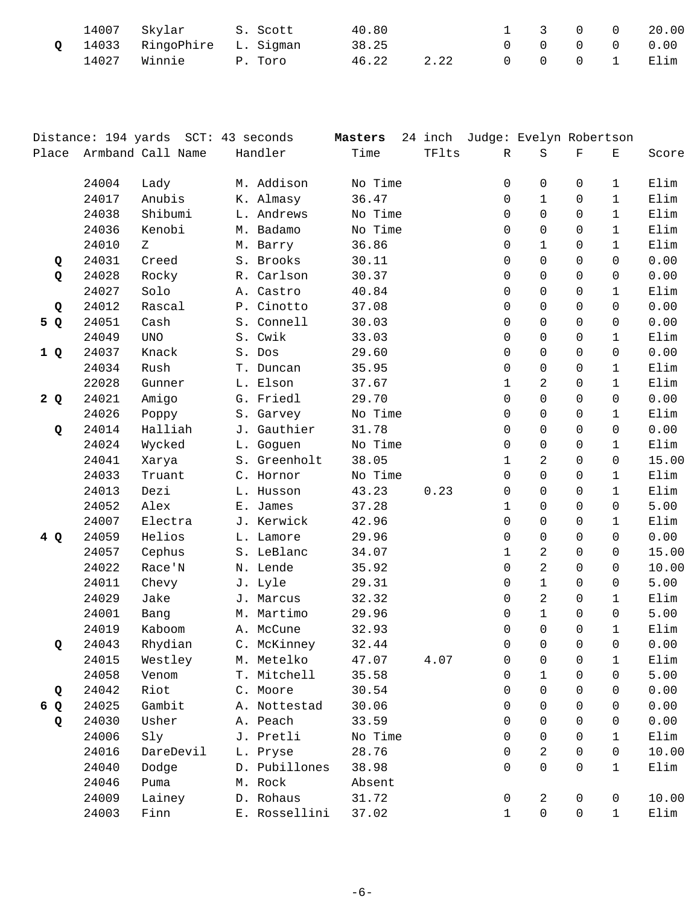| Place | Armband | Call Name | Handler | Time | TFlts | R | S | F | E | Score |
|---|---|---|---|---|---|---|---|---|---|---|
| | 14007 | Skylar | S. Scott | 40.80 | | 1 | 3 | 0 | 0 | 20.00 |
| **Q** | 14033 | RingoPhire | L. Sigman | 38.25 | | 0 | 0 | 0 | 0 | 0.00 |
| | 14027 | Winnie | P. Toro | 46.22 | 2.22 | 0 | 0 | 0 | 1 | Elim |

Distance: 194 yards SCT: 43 seconds **Masters** 24 inch Judge: Evelyn Robertson

| Place | Armband | Call Name | Handler | Time | TFlts | R | S | F | E | Score |
|---|---|---|---|---|---|---|---|---|---|---|
| | 24004 | Lady | M. Addison | No Time | | 0 | 0 | 0 | 1 | Elim |
| | 24017 | Anubis | K. Almasy | 36.47 | | 0 | 1 | 0 | 1 | Elim |
| | 24038 | Shibumi | L. Andrews | No Time | | 0 | 0 | 0 | 1 | Elim |
| | 24036 | Kenobi | M. Badamo | No Time | | 0 | 0 | 0 | 1 | Elim |
| | 24010 | Z | M. Barry | 36.86 | | 0 | 1 | 0 | 1 | Elim |
| **Q** | 24031 | Creed | S. Brooks | 30.11 | | 0 | 0 | 0 | 0 | 0.00 |
| **Q** | 24028 | Rocky | R. Carlson | 30.37 | | 0 | 0 | 0 | 0 | 0.00 |
| | 24027 | Solo | A. Castro | 40.84 | | 0 | 0 | 0 | 1 | Elim |
| **Q** | 24012 | Rascal | P. Cinotto | 37.08 | | 0 | 0 | 0 | 0 | 0.00 |
| **5 Q** | 24051 | Cash | S. Connell | 30.03 | | 0 | 0 | 0 | 0 | 0.00 |
| | 24049 | UNO | S. Cwik | 33.03 | | 0 | 0 | 0 | 1 | Elim |
| **1 Q** | 24037 | Knack | S. Dos | 29.60 | | 0 | 0 | 0 | 0 | 0.00 |
| | 24034 | Rush | T. Duncan | 35.95 | | 0 | 0 | 0 | 1 | Elim |
| | 22028 | Gunner | L. Elson | 37.67 | | 1 | 2 | 0 | 1 | Elim |
| **2 Q** | 24021 | Amigo | G. Friedl | 29.70 | | 0 | 0 | 0 | 0 | 0.00 |
| | 24026 | Poppy | S. Garvey | No Time | | 0 | 0 | 0 | 1 | Elim |
| **Q** | 24014 | Halliah | J. Gauthier | 31.78 | | 0 | 0 | 0 | 0 | 0.00 |
| | 24024 | Wycked | L. Goguen | No Time | | 0 | 0 | 0 | 1 | Elim |
| | 24041 | Xarya | S. Greenholt | 38.05 | | 1 | 2 | 0 | 0 | 15.00 |
| | 24033 | Truant | C. Hornor | No Time | | 0 | 0 | 0 | 1 | Elim |
| | 24013 | Dezi | L. Husson | 43.23 | 0.23 | 0 | 0 | 0 | 1 | Elim |
| | 24052 | Alex | E. James | 37.28 | | 1 | 0 | 0 | 0 | 5.00 |
| | 24007 | Electra | J. Kerwick | 42.96 | | 0 | 0 | 0 | 1 | Elim |
| **4 Q** | 24059 | Helios | L. Lamore | 29.96 | | 0 | 0 | 0 | 0 | 0.00 |
| | 24057 | Cephus | S. LeBlanc | 34.07 | | 1 | 2 | 0 | 0 | 15.00 |
| | 24022 | Race'N | N. Lende | 35.92 | | 0 | 2 | 0 | 0 | 10.00 |
| | 24011 | Chevy | J. Lyle | 29.31 | | 0 | 1 | 0 | 0 | 5.00 |
| | 24029 | Jake | J. Marcus | 32.32 | | 0 | 2 | 0 | 1 | Elim |
| | 24001 | Bang | M. Martimo | 29.96 | | 0 | 1 | 0 | 0 | 5.00 |
| | 24019 | Kaboom | A. McCune | 32.93 | | 0 | 0 | 0 | 1 | Elim |
| **Q** | 24043 | Rhydian | C. McKinney | 32.44 | | 0 | 0 | 0 | 0 | 0.00 |
| | 24015 | Westley | M. Metelko | 47.07 | 4.07 | 0 | 0 | 0 | 1 | Elim |
| | 24058 | Venom | T. Mitchell | 35.58 | | 0 | 1 | 0 | 0 | 5.00 |
| **Q** | 24042 | Riot | C. Moore | 30.54 | | 0 | 0 | 0 | 0 | 0.00 |
| **6 Q** | 24025 | Gambit | A. Nottestad | 30.06 | | 0 | 0 | 0 | 0 | 0.00 |
| **Q** | 24030 | Usher | A. Peach | 33.59 | | 0 | 0 | 0 | 0 | 0.00 |
| | 24006 | Sly | J. Pretli | No Time | | 0 | 0 | 0 | 1 | Elim |
| | 24016 | DareDevil | L. Pryse | 28.76 | | 0 | 2 | 0 | 0 | 10.00 |
| | 24040 | Dodge | D. Pubillones | 38.98 | | 0 | 0 | 0 | 1 | Elim |
| | 24046 | Puma | M. Rock | Absent | | | | | | |
| | 24009 | Lainey | D. Rohaus | 31.72 | | 0 | 2 | 0 | 0 | 10.00 |
| | 24003 | Finn | E. Rossellini | 37.02 | | 1 | 0 | 0 | 1 | Elim |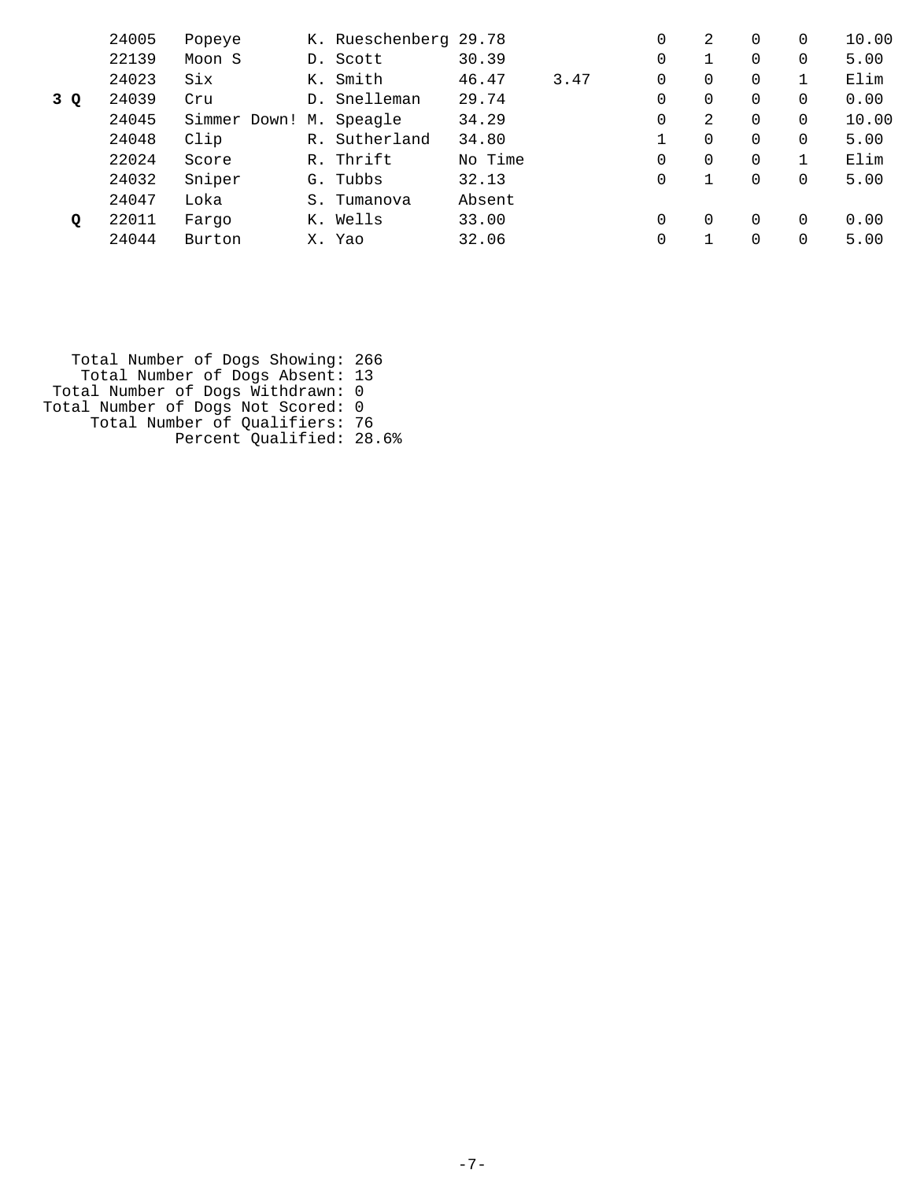| | | | | | | | | | | |
|---|---|---|---|---|---|---|---|---|---|---|
| | 24005 | Popeye | K. Rueschenberg | 29.78 | | 0 | 2 | 0 | 0 | 10.00 |
| | 22139 | Moon S | D. Scott | 30.39 | | 0 | 1 | 0 | 0 | 5.00 |
| | 24023 | Six | K. Smith | 46.47 | 3.47 | 0 | 0 | 0 | 1 | Elim |
| **3 Q** | 24039 | Cru | D. Snelleman | 29.74 | | 0 | 0 | 0 | 0 | 0.00 |
| | 24045 | Simmer Down! | M. Speagle | 34.29 | | 0 | 2 | 0 | 0 | 10.00 |
| | 24048 | Clip | R. Sutherland | 34.80 | | 1 | 0 | 0 | 0 | 5.00 |
| | 22024 | Score | R. Thrift | No Time | | 0 | 0 | 0 | 1 | Elim |
| | 24032 | Sniper | G. Tubbs | 32.13 | | 0 | 1 | 0 | 0 | 5.00 |
| | 24047 | Loka | S. Tumanova | Absent | | | | | | |
| **Q** | 22011 | Fargo | K. Wells | 33.00 | | 0 | 0 | 0 | 0 | 0.00 |
| | 24044 | Burton | X. Yao | 32.06 | | 0 | 1 | 0 | 0 | 5.00 |

Total Number of Dogs Showing: 266
Total Number of Dogs Absent: 13
Total Number of Dogs Withdrawn: 0
Total Number of Dogs Not Scored: 0
Total Number of Qualifiers: 76
Percent Qualified: 28.6%